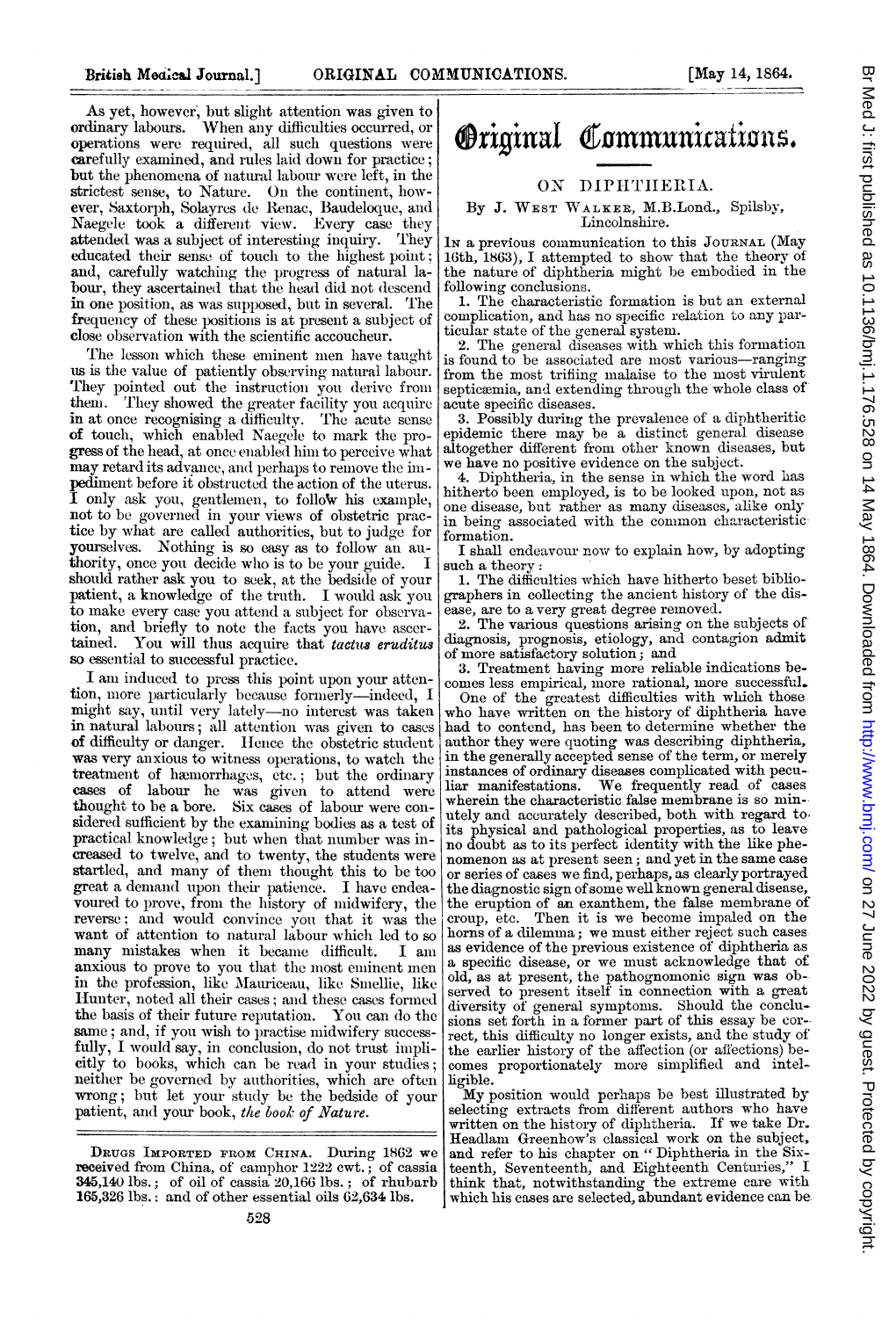As yet, however, but slight attention was given to ordinary labours. When any difficulties occurred, or operations were required, all such questions were carefully examined, and rules laid down for practice; but the phenomena of natural labour were left, in the strictest sense, to Nature. On the continent, however, Saxtorph, Solayres de Renac, Baudeloque, and Naegele took a different view. Every case they attended was a subject of interesting inquiry. They educated their sense of touch to the highest point; and, carefully watching the progress of natural labour, they ascertained that the head did not descend in one position, as was supposed, but in several. The frequency of these positions is at present a subject of close observation with the scientific accoucheur.

The lesson which these eminent men have taught us is the value of patiently observing natural labour. They pointed out the instruction you derive from them. They showed the greater facility you acquire in at once recognising a difficulty. The acute sense of touch, which enabled Naegele to mark the progress of the head, at once enabled him to perceive what may retard its advance, and perhaps to remove the impediment before it obstructed the action of the uterus. I only ask you, gentlemen, to follow his example, not to be governed in your views of obstetric practice by what are called authorities, but to judge for yourselves. Nothing is so easy as to follow an authority, once you decide who is to be your guide. I should rather ask you to seek, at the bedside of your patient, a knowledge of the truth. I would ask you to make every case you attend a subject for observation, and briefly to note the facts you have ascertained. You will thus acquire that *tactus eruditus* so essential to successful practice.

I am induced to press this point upon your attention, more particularly because formerly—indeed, I might say, until very lately—no interest was taken in natural labours; all attention was given to cases of difficulty or danger. Hence the obstetric student was very anxious to witness operations, to watch the treatment of hæmorrhages, etc.; but the ordinary cases of labour he was given to attend were thought to be a bore. Six cases of labour were considered sufficient by the examining bodies as a test of practical knowledge; but when that number was increased to twelve, and to twenty, the students were startled, and many of them thought this to be too great a demand upon their patience. I have endeavoured to prove, from the history of midwifery, the reverse; and would convince you that it was the want of attention to natural labour which led to so many mistakes when it became difficult. I am anxious to prove to you that the most eminent men in the profession, like Mauriceau, like Smellie, like Hunter, noted all their cases; and these cases formed the basis of their future reputation. You can do the same; and, if you wish to practise midwifery successfully, I would say, in conclusion, do not trust implicitly to books, which can be read in your studies; neither be governed by authorities, which are often wrong; but let your study be the bedside of your patient, and your book, *the book of Nature.*

Drugs Imported from China. During 1862 we received from China, of camphor 1222 cwt.; of cassia 345,140 lbs.; of oil of cassia 20,166 lbs.; of rhubarb 165,326 lbs.: and of other essential oils 62,634 lbs.

# Original Communications.

## ON DIPHTHERIA.

By J. West Walker, M.B.Lond., Spilsby, Lincolnshire.

In a previous communication to this Journal (May 16th, 1863), I attempted to show that the theory of the nature of diphtheria might be embodied in the following conclusions.

1. The characteristic formation is but an external complication, and has no specific relation to any particular state of the general system.
2. The general diseases with which this formation is found to be associated are most various—ranging from the most trifling malaise to the most virulent septicæmia, and extending through the whole class of acute specific diseases.
3. Possibly during the prevalence of a diphtheritic epidemic there may be a distinct general disease altogether different from other known diseases, but we have no positive evidence on the subject.
4. Diphtheria, in the sense in which the word has hitherto been employed, is to be looked upon, not as one disease, but rather as many diseases, alike only in being associated with the common characteristic formation.

I shall endeavour now to explain how, by adopting such a theory:

1. The difficulties which have hitherto beset bibliographers in collecting the ancient history of the disease, are to a very great degree removed.
2. The various questions arising on the subjects of diagnosis, prognosis, etiology, and contagion admit of more satisfactory solution; and
3. Treatment having more reliable indications becomes less empirical, more rational, more successful.

One of the greatest difficulties with which those who have written on the history of diphtheria have had to contend, has been to determine whether the author they were quoting was describing diphtheria, in the generally accepted sense of the term, or merely instances of ordinary diseases complicated with peculiar manifestations. We frequently read of cases wherein the characteristic false membrane is so minutely and accurately described, both with regard to its physical and pathological properties, as to leave no doubt as to its perfect identity with the like phenomenon as at present seen; and yet in the same case or series of cases we find, perhaps, as clearly portrayed the diagnostic sign of some well known general disease, the eruption of an exanthem, the false membrane of croup, etc. Then it is we become impaled on the horns of a dilemma; we must either reject such cases as evidence of the previous existence of diphtheria as a specific disease, or we must acknowledge that of old, as at present, the pathognomonic sign was observed to present itself in connection with a great diversity of general symptoms. Should the conclusions set forth in a former part of this essay be correct, this difficulty no longer exists, and the study of the earlier history of the affection (or affections) becomes proportionately more simplified and intelligible.

My position would perhaps be best illustrated by selecting extracts from different authors who have written on the history of diphtheria. If we take Dr. Headlam Greenhow's classical work on the subject, and refer to his chapter on "Diphtheria in the Sixteenth, Seventeenth, and Eighteenth Centuries," I think that, notwithstanding the extreme care with which his cases are selected, abundant evidence can be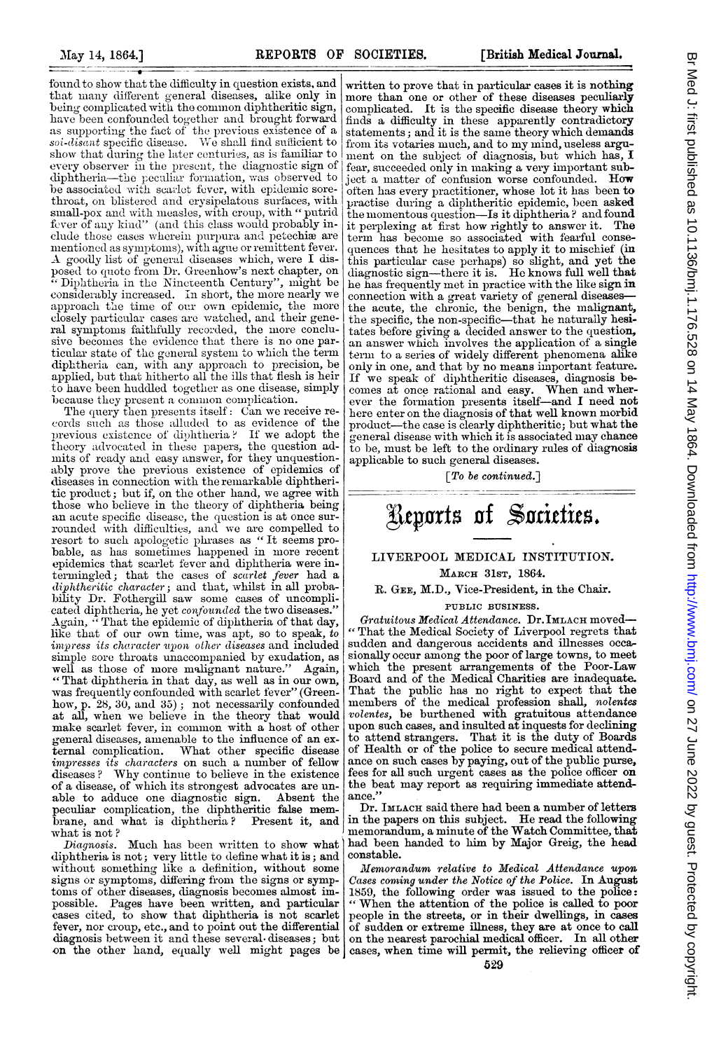found to show that the difficulty in question exists, and that many different general diseases, alike only in being complicated with the common diphtheritic sign, have been confounded together and brought forward as supporting the fact of the previous existence of a *soi-disant* specific disease. We shall find sufficient to show that during the later centuries, as is familiar to every observer in the present, the diagnostic sign of diphtheria—the peculiar formation, was observed to be associated with scarlet fever, with epidemic sore-throat, on blistered and erysipelatous surfaces, with small-pox and with measles, with croup, with "putrid fever of any kind" (and this class would probably include those cases wherein purpura and petechiæ are mentioned as symptoms), with ague or remittent fever. A goodly list of general diseases which, were I disposed to quote from Dr. Greenhow's next chapter, on "Diphtheria in the Nineteenth Century", might be considerably increased. In short, the more nearly we approach the time of our own epidemic, the more closely particular cases are watched, and their general symptoms faithfully recorded, the more conclusive becomes the evidence that there is no one particular state of the general system to which the term diphtheria can, with any approach to precision, be applied, but that hitherto all the ills that flesh is heir to have been huddled together as one disease, simply because they present a common complication.

The query then presents itself: Can we receive records such as those alluded to as evidence of the previous existence of diphtheria? If we adopt the theory advocated in these papers, the question admits of ready and easy answer, for they unquestionably prove the previous existence of epidemics of diseases in connection with the remarkable diphtheritic product; but if, on the other hand, we agree with those who believe in the theory of diphtheria being an acute specific disease, the question is at once surrounded with difficulties, and we are compelled to resort to such apologetic phrases as "It seems probable, as has sometimes happened in more recent epidemics that scarlet fever and diphtheria were intermingled; that the cases of *scarlet fever* had a *diphtheritic character*; and that, whilst in all probability Dr. Fothergill saw some cases of uncomplicated diphtheria, he yet *confounded* the two diseases." Again, "That the epidemic of diphtheria of that day, like that of our own time, was apt, so to speak, *to impress its character upon other diseases* and included simple sore throats unaccompanied by exudation, as well as those of more malignant nature." Again, "That diphtheria in that day, as well as in our own, was frequently confounded with scarlet fever" (Greenhow, p. 28, 30, and 35); not necessarily confounded at all, when we believe in the theory that would make scarlet fever, in common with a host of other general diseases, amenable to the influence of an external complication. What other specific disease *impresses its characters* on such a number of fellow diseases? Why continue to believe in the existence of a disease, of which its strongest advocates are unable to adduce one diagnostic sign. Absent the peculiar complication, the diphtheritic false membrane, and what is diphtheria? Present it, and what is not?

*Diagnosis.* Much has been written to show what diphtheria is not; very little to define what it is; and without something like a definition, without some signs or symptoms, differing from the signs or symptoms of other diseases, diagnosis becomes almost impossible. Pages have been written, and particular cases cited, to show that diphtheria is not scarlet fever, nor croup, etc., and to point out the differential diagnosis between it and these several diseases; but on the other hand, equally well might pages be written to prove that in particular cases it is nothing more than one or other of these diseases peculiarly complicated. It is the specific disease theory which finds a difficulty in these apparently contradictory statements; and it is the same theory which demands from its votaries much, and to my mind, useless argument on the subject of diagnosis, but which has, I fear, succeeded only in making a very important subject a matter of confusion worse confounded. How often has every practitioner, whose lot it has been to practise during a diphtheritic epidemic, been asked the momentous question—Is it diphtheria? and found it perplexing at first how rightly to answer it. The term has become so associated with fearful consequences that he hesitates to apply it to mischief (in this particular case perhaps) so slight, and yet the diagnostic sign—there it is. He knows full well that he has frequently met in practice with the like sign in connection with a great variety of general diseases—the acute, the chronic, the benign, the malignant, the specific, the non-specific—that he naturally hesitates before giving a decided answer to the question, an answer which involves the application of a single term to a series of widely different phenomena alike only in one, and that by no means important feature. If we speak of diphtheritic diseases, diagnosis becomes at once rational and easy. When and wherever the formation presents itself—and I need not here enter on the diagnosis of that well known morbid product—the case is clearly diphtheritic; but what the general disease with which it is associated may chance to be, must be left to the ordinary rules of diagnosis applicable to such general diseases.

[*To be continued.*]

# Reports of Societies.

## LIVERPOOL MEDICAL INSTITUTION.

MARCH 31ST, 1864.

R. GEE, M.D., Vice-President, in the Chair.

### PUBLIC BUSINESS.

*Gratuitous Medical Attendance.* DR. IMLACH moved—"That the Medical Society of Liverpool regrets that sudden and dangerous accidents and illnesses occasionally occur among the poor of large towns, to meet which the present arrangements of the Poor-Law Board and of the Medical Charities are inadequate. That the public has no right to expect that the members of the medical profession shall, *nolentes volentes*, be burthened with gratuitous attendance upon such cases, and insulted at inquests for declining to attend strangers. That it is the duty of Boards of Health or of the police to secure medical attendance on such cases by paying, out of the public purse, fees for all such urgent cases as the police officer on the beat may report as requiring immediate attendance."

DR. IMLACH said there had been a number of letters in the papers on this subject. He read the following memorandum, a minute of the Watch Committee, that had been handed to him by Major Greig, the head constable.

*Memorandum relative to Medical Attendance upon Cases coming under the Notice of the Police.* In August 1859, the following order was issued to the police: "When the attention of the police is called to poor people in the streets, or in their dwellings, in cases of sudden or extreme illness, they are at once to call on the nearest parochial medical officer. In all other cases, when time will permit, the relieving officer of